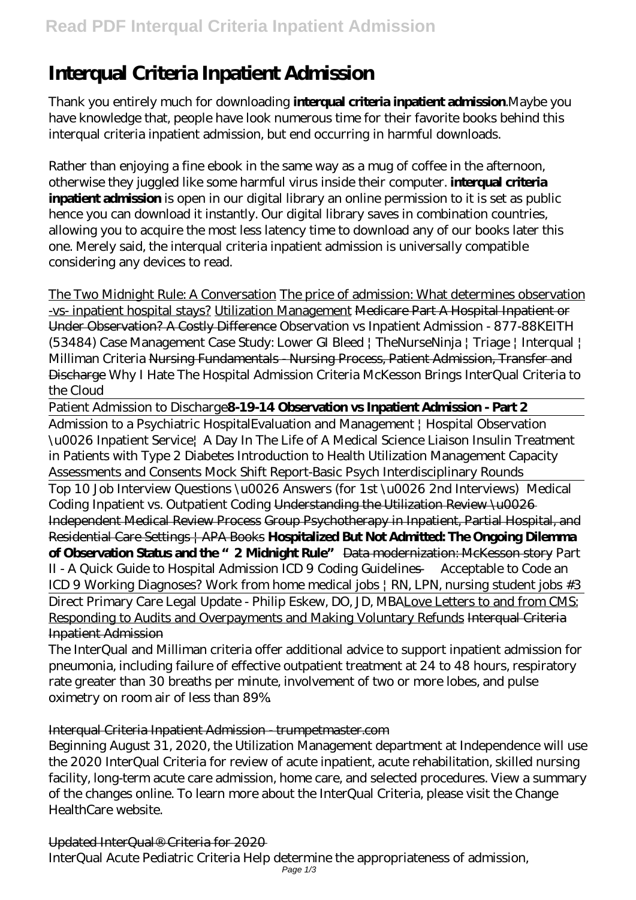# Interqual Criteria Inpatient Admission

Thank you entirely much for downloading **interqual criteria inpatient admission**.Maybe you have knowledge that, people have look numerous time for their favorite books behind this interqual criteria inpatient admission, but end occurring in harmful downloads.

Rather than enjoying a fine ebook in the same way as a mug of coffee in the afternoon, otherwise they juggled like some harmful virus inside their computer. **interqual criteria inpatient admission** is open in our digital library an online permission to it is set as public hence you can download it instantly. Our digital library saves in combination countries, allowing you to acquire the most less latency time to download any of our books later this one. Merely said, the interqual criteria inpatient admission is universally compatible considering any devices to read.

The Two Midnight Rule: A Conversation The price of admission: What determines observation -vs- inpatient hospital stays? Utilization Management ~~Medicare Part A Hospital Inpatient or Under Observation? A Costly Difference~~ *Observation vs Inpatient Admission - 877-88KEITH (53484) Case Management Case Study: Lower GI Bleed | TheNurseNinja | Triage | Interqual | Milliman Criteria* ~~Nursing Fundamentals - Nursing Process, Patient Admission, Transfer and Discharge~~ *Why I Hate The Hospital Admission Criteria McKesson Brings InterQual Criteria to the Cloud*

Patient Admission to Discharge**8-19-14 Observation vs Inpatient Admission - Part 2**

Admission to a Psychiatric Hospital*Evaluation and Management | Hospital Observation \u0026 Inpatient Service| A Day In The Life of A Medical Science Liaison Insulin Treatment in Patients with Type 2 Diabetes Introduction to Health Utilization Management Capacity Assessments and Consents Mock Shift Report-Basic Psych Interdisciplinary Rounds*

Top 10 Job Interview Questions \u0026 Answers (for 1st \u0026 2nd Interviews) *Medical Coding Inpatient vs. Outpatient Coding* ~~Understanding the Utilization Review \u0026 Independent Medical Review Process~~ ~~Group Psychotherapy in Inpatient, Partial Hospital, and Residential Care Settings | APA Books~~ **Hospitalized But Not Admitted: The Ongoing Dilemma of Observation Status and the "2 Midnight Rule"** ~~Data modernization: McKesson story~~ *Part II - A Quick Guide to Hospital Admission ICD 9 Coding Guidelines — Acceptable to Code an ICD 9 Working Diagnoses? Work from home medical jobs | RN, LPN, nursing student jobs #3*

Direct Primary Care Legal Update - Philip Eskew, DO, JD, MBALove Letters to and from CMS: Responding to Audits and Overpayments and Making Voluntary Refunds ~~Interqual Criteria Inpatient Admission~~

The InterQual and Milliman criteria offer additional advice to support inpatient admission for pneumonia, including failure of effective outpatient treatment at 24 to 48 hours, respiratory rate greater than 30 breaths per minute, involvement of two or more lobes, and pulse oximetry on room air of less than 89%.

Interqual Criteria Inpatient Admission - trumpetmaster.com

Beginning August 31, 2020, the Utilization Management department at Independence will use the 2020 InterQual Criteria for review of acute inpatient, acute rehabilitation, skilled nursing facility, long-term acute care admission, home care, and selected procedures. View a summary of the changes online. To learn more about the InterQual Criteria, please visit the Change HealthCare website.

Updated InterQual® Criteria for 2020

InterQual Acute Pediatric Criteria Help determine the appropriateness of admission,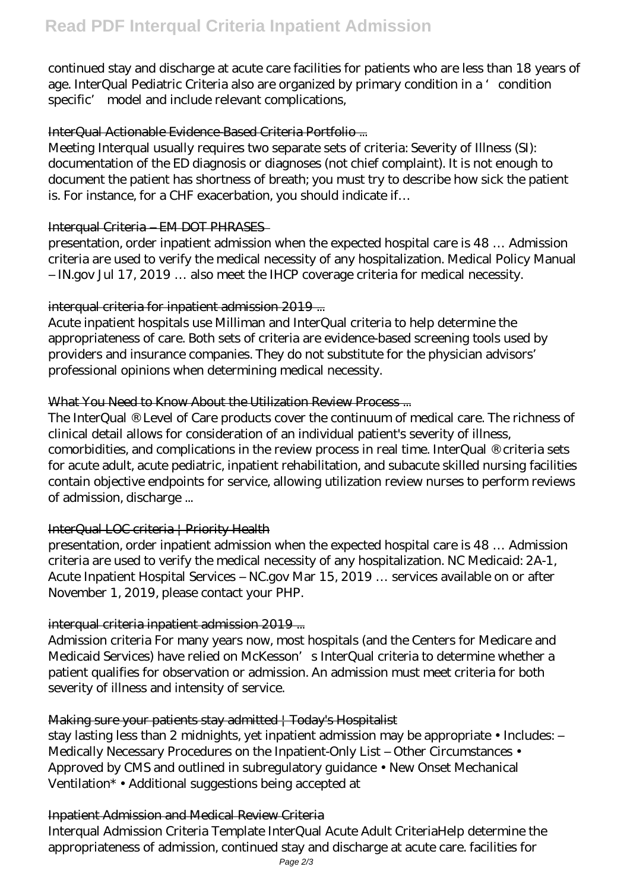continued stay and discharge at acute care facilities for patients who are less than 18 years of age. InterQual Pediatric Criteria also are organized by primary condition in a 'condition specific' model and include relevant complications,

## InterQual Actionable Evidence-Based Criteria Portfolio ...

Meeting Interqual usually requires two separate sets of criteria: Severity of Illness (SI): documentation of the ED diagnosis or diagnoses (not chief complaint). It is not enough to document the patient has shortness of breath; you must try to describe how sick the patient is. For instance, for a CHF exacerbation, you should indicate if…

## Interqual Criteria – EM DOT PHRASES

presentation, order inpatient admission when the expected hospital care is 48 … Admission criteria are used to verify the medical necessity of any hospitalization. Medical Policy Manual – IN.gov Jul 17, 2019 … also meet the IHCP coverage criteria for medical necessity.

## interqual criteria for inpatient admission 2019 ...

Acute inpatient hospitals use Milliman and InterQual criteria to help determine the appropriateness of care. Both sets of criteria are evidence-based screening tools used by providers and insurance companies. They do not substitute for the physician advisors' professional opinions when determining medical necessity.

## What You Need to Know About the Utilization Review Process ...

The InterQual ® Level of Care products cover the continuum of medical care. The richness of clinical detail allows for consideration of an individual patient's severity of illness, comorbidities, and complications in the review process in real time. InterQual ® criteria sets for acute adult, acute pediatric, inpatient rehabilitation, and subacute skilled nursing facilities contain objective endpoints for service, allowing utilization review nurses to perform reviews of admission, discharge ...

## InterQual LOC criteria | Priority Health

presentation, order inpatient admission when the expected hospital care is 48 … Admission criteria are used to verify the medical necessity of any hospitalization. NC Medicaid: 2A-1, Acute Inpatient Hospital Services – NC.gov Mar 15, 2019 … services available on or after November 1, 2019, please contact your PHP.

## interqual criteria inpatient admission 2019 ...

Admission criteria For many years now, most hospitals (and the Centers for Medicare and Medicaid Services) have relied on McKesson's InterQual criteria to determine whether a patient qualifies for observation or admission. An admission must meet criteria for both severity of illness and intensity of service.

## Making sure your patients stay admitted | Today's Hospitalist

stay lasting less than 2 midnights, yet inpatient admission may be appropriate • Includes: – Medically Necessary Procedures on the Inpatient-Only List – Other Circumstances • Approved by CMS and outlined in subregulatory guidance • New Onset Mechanical Ventilation* • Additional suggestions being accepted at

## Inpatient Admission and Medical Review Criteria

Interqual Admission Criteria Template InterQual Acute Adult CriteriaHelp determine the appropriateness of admission, continued stay and discharge at acute care. facilities for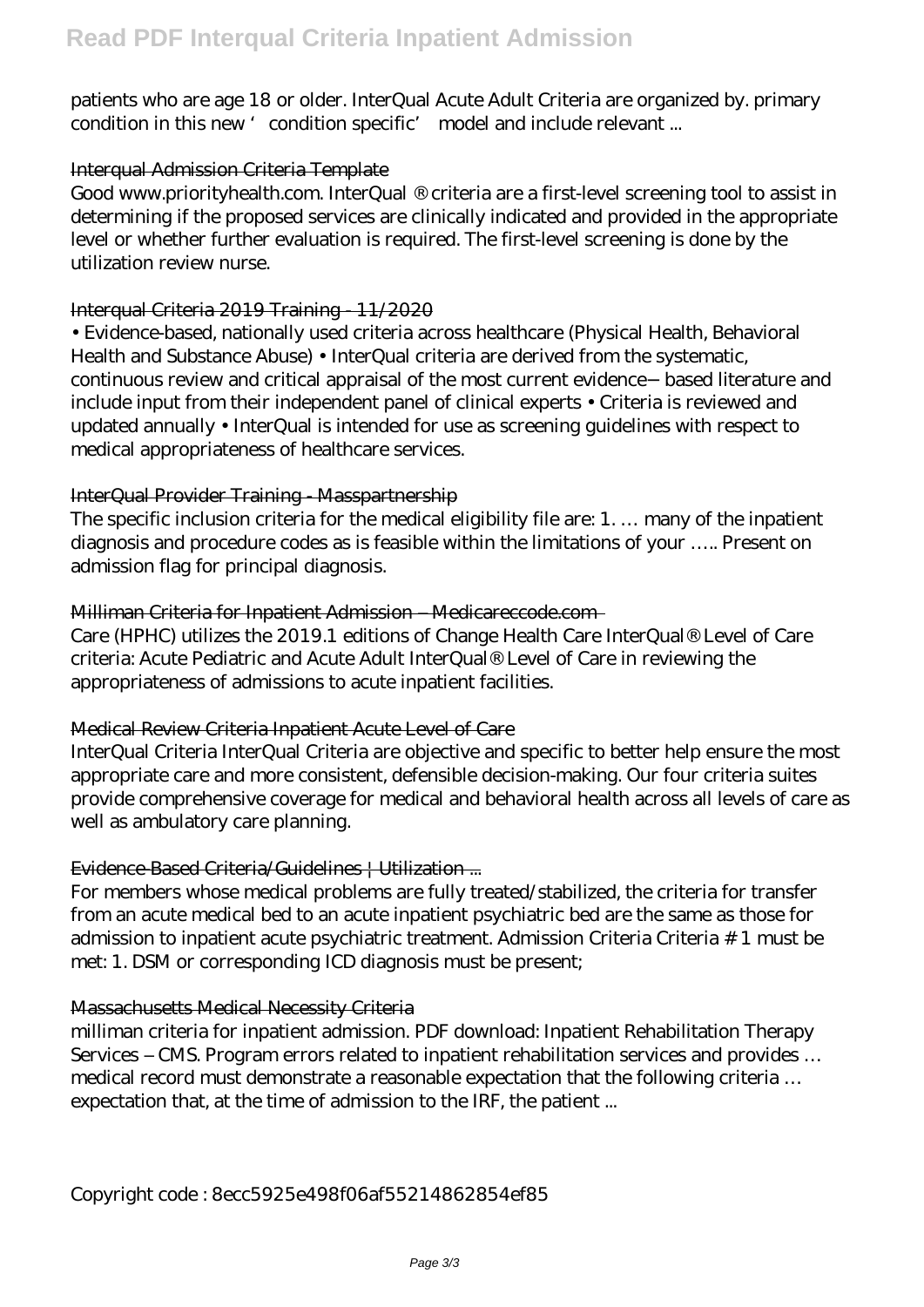patients who are age 18 or older. InterQual Acute Adult Criteria are organized by. primary condition in this new 'condition specific' model and include relevant ...

## Interqual Admission Criteria Template

Good www.priorityhealth.com. InterQual ® criteria are a first-level screening tool to assist in determining if the proposed services are clinically indicated and provided in the appropriate level or whether further evaluation is required. The first-level screening is done by the utilization review nurse.

## Interqual Criteria 2019 Training - 11/2020

• Evidence-based, nationally used criteria across healthcare (Physical Health, Behavioral Health and Substance Abuse) • InterQual criteria are derived from the systematic, continuous review and critical appraisal of the most current evidence‒ based literature and include input from their independent panel of clinical experts • Criteria is reviewed and updated annually • InterQual is intended for use as screening guidelines with respect to medical appropriateness of healthcare services.

## InterQual Provider Training - Masspartnership

The specific inclusion criteria for the medical eligibility file are: 1. … many of the inpatient diagnosis and procedure codes as is feasible within the limitations of your ….. Present on admission flag for principal diagnosis.

## Milliman Criteria for Inpatient Admission – Medicareccode.com

Care (HPHC) utilizes the 2019.1 editions of Change Health Care InterQual® Level of Care criteria: Acute Pediatric and Acute Adult InterQual® Level of Care in reviewing the appropriateness of admissions to acute inpatient facilities.

## Medical Review Criteria Inpatient Acute Level of Care

InterQual Criteria InterQual Criteria are objective and specific to better help ensure the most appropriate care and more consistent, defensible decision-making. Our four criteria suites provide comprehensive coverage for medical and behavioral health across all levels of care as well as ambulatory care planning.

## Evidence-Based Criteria/Guidelines | Utilization ...

For members whose medical problems are fully treated/stabilized, the criteria for transfer from an acute medical bed to an acute inpatient psychiatric bed are the same as those for admission to inpatient acute psychiatric treatment. Admission Criteria Criteria # 1 must be met: 1. DSM or corresponding ICD diagnosis must be present;

## Massachusetts Medical Necessity Criteria

milliman criteria for inpatient admission. PDF download: Inpatient Rehabilitation Therapy Services – CMS. Program errors related to inpatient rehabilitation services and provides … medical record must demonstrate a reasonable expectation that the following criteria … expectation that, at the time of admission to the IRF, the patient ...

Copyright code : 8ecc5925e498f06af55214862854ef85